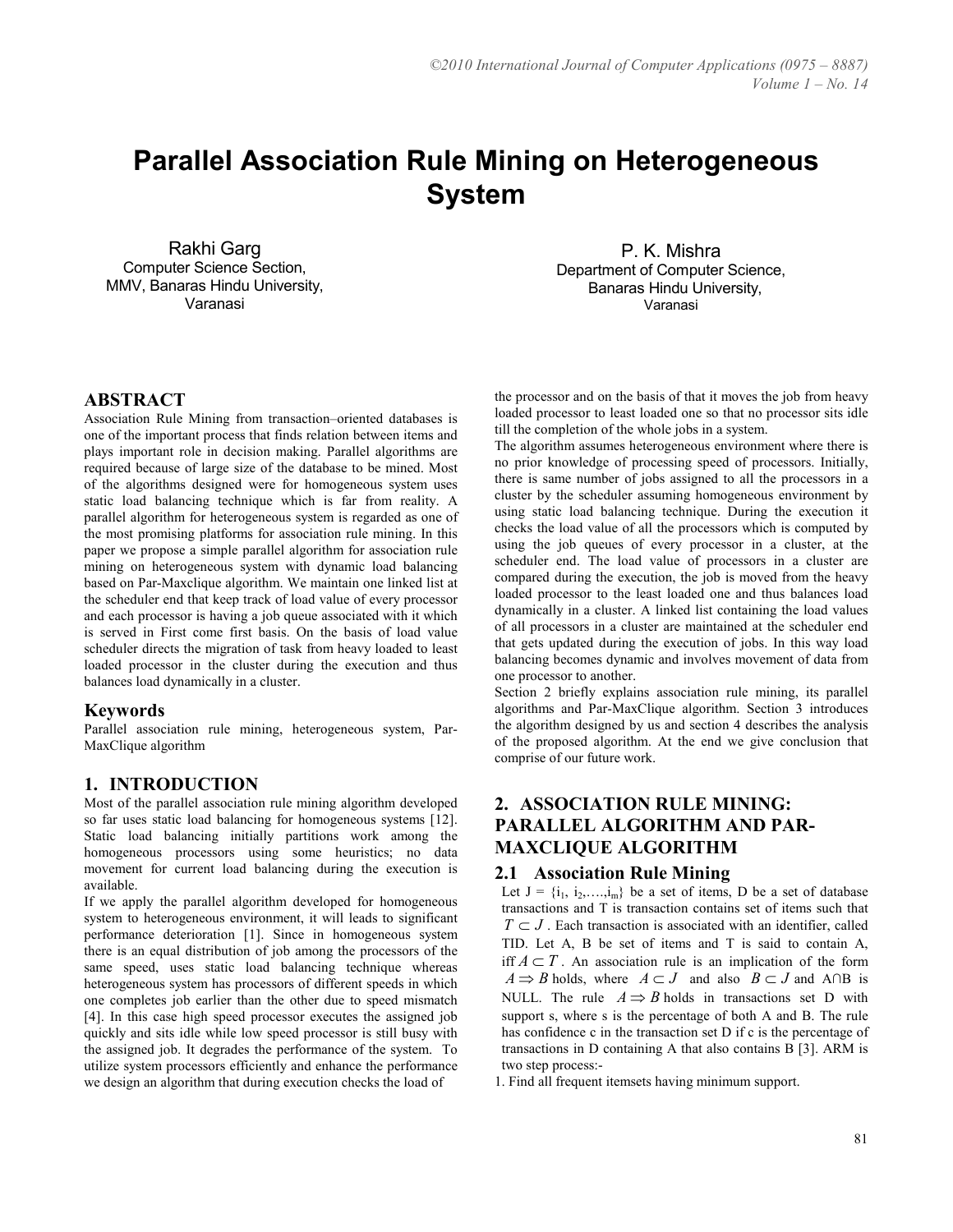# Parallel Association Rule Mining on Heterogeneous System

Rakhi Garg
Computer Science Section,
MMV, Banaras Hindu University,
Varanasi

P. K. Mishra
Department of Computer Science,
Banaras Hindu University,
Varanasi

## ABSTRACT

Association Rule Mining from transaction–oriented databases is one of the important process that finds relation between items and plays important role in decision making. Parallel algorithms are required because of large size of the database to be mined. Most of the algorithms designed were for homogeneous system uses static load balancing technique which is far from reality. A parallel algorithm for heterogeneous system is regarded as one of the most promising platforms for association rule mining. In this paper we propose a simple parallel algorithm for association rule mining on heterogeneous system with dynamic load balancing based on Par-Maxclique algorithm. We maintain one linked list at the scheduler end that keep track of load value of every processor and each processor is having a job queue associated with it which is served in First come first basis. On the basis of load value scheduler directs the migration of task from heavy loaded to least loaded processor in the cluster during the execution and thus balances load dynamically in a cluster.

### Keywords

Parallel association rule mining, heterogeneous system, Par-MaxClique algorithm

## 1. INTRODUCTION

Most of the parallel association rule mining algorithm developed so far uses static load balancing for homogeneous systems [12]. Static load balancing initially partitions work among the homogeneous processors using some heuristics; no data movement for current load balancing during the execution is available.

If we apply the parallel algorithm developed for homogeneous system to heterogeneous environment, it will leads to significant performance deterioration [1]. Since in homogeneous system there is an equal distribution of job among the processors of the same speed, uses static load balancing technique whereas heterogeneous system has processors of different speeds in which one completes job earlier than the other due to speed mismatch [4]. In this case high speed processor executes the assigned job quickly and sits idle while low speed processor is still busy with the assigned job. It degrades the performance of the system. To utilize system processors efficiently and enhance the performance we design an algorithm that during execution checks the load of the processor and on the basis of that it moves the job from heavy loaded processor to least loaded one so that no processor sits idle till the completion of the whole jobs in a system.

The algorithm assumes heterogeneous environment where there is no prior knowledge of processing speed of processors. Initially, there is same number of jobs assigned to all the processors in a cluster by the scheduler assuming homogeneous environment by using static load balancing technique. During the execution it checks the load value of all the processors which is computed by using the job queues of every processor in a cluster, at the scheduler end. The load value of processors in a cluster are compared during the execution, the job is moved from the heavy loaded processor to the least loaded one and thus balances load dynamically in a cluster. A linked list containing the load values of all processors in a cluster are maintained at the scheduler end that gets updated during the execution of jobs. In this way load balancing becomes dynamic and involves movement of data from one processor to another.

Section 2 briefly explains association rule mining, its parallel algorithms and Par-MaxClique algorithm. Section 3 introduces the algorithm designed by us and section 4 describes the analysis of the proposed algorithm. At the end we give conclusion that comprise of our future work.

## 2. ASSOCIATION RULE MINING: PARALLEL ALGORITHM AND PAR-MAXCLIQUE ALGORITHM

### 2.1 Association Rule Mining

Let J = {$i_1$, $i_2$,….,$i_m$} be a set of items, D be a set of database transactions and T is transaction contains set of items such that $T \subset J$. Each transaction is associated with an identifier, called TID. Let A, B be set of items and T is said to contain A, iff $A \subset T$. An association rule is an implication of the form $A \Rightarrow B$ holds, where $A \subset J$ and also $B \subset J$ and A∩B is NULL. The rule $A \Rightarrow B$ holds in transactions set D with support s, where s is the percentage of both A and B. The rule has confidence c in the transaction set D if c is the percentage of transactions in D containing A that also contains B [3]. ARM is two step process:-

1. Find all frequent itemsets having minimum support.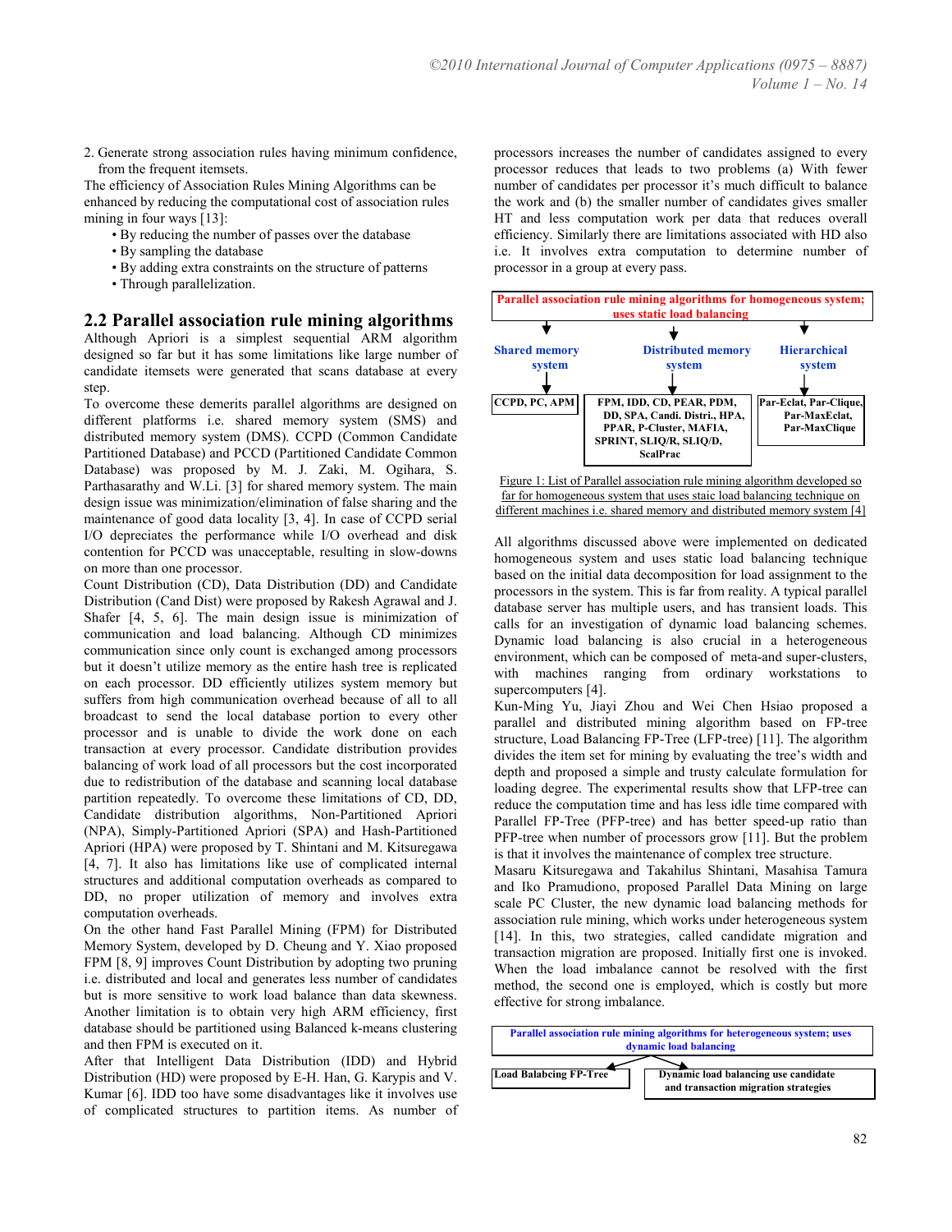2. Generate strong association rules having minimum confidence, from the frequent itemsets.

The efficiency of Association Rules Mining Algorithms can be enhanced by reducing the computational cost of association rules mining in four ways [13]:

- By reducing the number of passes over the database
- By sampling the database
- By adding extra constraints on the structure of patterns
- Through parallelization.

## 2.2 Parallel association rule mining algorithms

Although Apriori is a simplest sequential ARM algorithm designed so far but it has some limitations like large number of candidate itemsets were generated that scans database at every step.

To overcome these demerits parallel algorithms are designed on different platforms i.e. shared memory system (SMS) and distributed memory system (DMS). CCPD (Common Candidate Partitioned Database) and PCCD (Partitioned Candidate Common Database) was proposed by M. J. Zaki, M. Ogihara, S. Parthasarathy and W.Li. [3] for shared memory system. The main design issue was minimization/elimination of false sharing and the maintenance of good data locality [3, 4]. In case of CCPD serial I/O depreciates the performance while I/O overhead and disk contention for PCCD was unacceptable, resulting in slow-downs on more than one processor.

Count Distribution (CD), Data Distribution (DD) and Candidate Distribution (Cand Dist) were proposed by Rakesh Agrawal and J. Shafer [4, 5, 6]. The main design issue is minimization of communication and load balancing. Although CD minimizes communication since only count is exchanged among processors but it doesn't utilize memory as the entire hash tree is replicated on each processor. DD efficiently utilizes system memory but suffers from high communication overhead because of all to all broadcast to send the local database portion to every other processor and is unable to divide the work done on each transaction at every processor. Candidate distribution provides balancing of work load of all processors but the cost incorporated due to redistribution of the database and scanning local database partition repeatedly. To overcome these limitations of CD, DD, Candidate distribution algorithms, Non-Partitioned Apriori (NPA), Simply-Partitioned Apriori (SPA) and Hash-Partitioned Apriori (HPA) were proposed by T. Shintani and M. Kitsuregawa [4, 7]. It also has limitations like use of complicated internal structures and additional computation overheads as compared to DD, no proper utilization of memory and involves extra computation overheads.

On the other hand Fast Parallel Mining (FPM) for Distributed Memory System, developed by D. Cheung and Y. Xiao proposed FPM [8, 9] improves Count Distribution by adopting two pruning i.e. distributed and local and generates less number of candidates but is more sensitive to work load balance than data skewness. Another limitation is to obtain very high ARM efficiency, first database should be partitioned using Balanced k-means clustering and then FPM is executed on it.

After that Intelligent Data Distribution (IDD) and Hybrid Distribution (HD) were proposed by E-H. Han, G. Karypis and V. Kumar [6]. IDD too have some disadvantages like it involves use of complicated structures to partition items. As number of processors increases the number of candidates assigned to every processor reduces that leads to two problems (a) With fewer number of candidates per processor it's much difficult to balance the work and (b) the smaller number of candidates gives smaller HT and less computation work per data that reduces overall efficiency. Similarly there are limitations associated with HD also i.e. It involves extra computation to determine number of processor in a group at every pass.

Parallel association rule mining algorithms for homogeneous system; uses static load balancing

| Shared memory system | Distributed memory system | Hierarchical system |
|---|---|---|
| CCPD, PC, APM | FPM, IDD, CD, PEAR, PDM, DD, SPA, Candi. Distri., HPA, PPAR, P-Cluster, MAFIA, SPRINT, SLIQ/R, SLIQ/D, ScalPrac | Par-Eclat, Par-Clique, Par-MaxEclat, Par-MaxClique |

Figure 1: List of Parallel association rule mining algorithm developed so far for homogeneous system that uses staic load balancing technique on different machines i.e. shared memory and distributed memory system [4]

All algorithms discussed above were implemented on dedicated homogeneous system and uses static load balancing technique based on the initial data decomposition for load assignment to the processors in the system. This is far from reality. A typical parallel database server has multiple users, and has transient loads. This calls for an investigation of dynamic load balancing schemes. Dynamic load balancing is also crucial in a heterogeneous environment, which can be composed of meta-and super-clusters, with machines ranging from ordinary workstations to supercomputers [4].

Kun-Ming Yu, Jiayi Zhou and Wei Chen Hsiao proposed a parallel and distributed mining algorithm based on FP-tree structure, Load Balancing FP-Tree (LFP-tree) [11]. The algorithm divides the item set for mining by evaluating the tree's width and depth and proposed a simple and trusty calculate formulation for loading degree. The experimental results show that LFP-tree can reduce the computation time and has less idle time compared with Parallel FP-Tree (PFP-tree) and has better speed-up ratio than PFP-tree when number of processors grow [11]. But the problem is that it involves the maintenance of complex tree structure.

Masaru Kitsuregawa and Takahilus Shintani, Masahisa Tamura and Iko Pramudiono, proposed Parallel Data Mining on large scale PC Cluster, the new dynamic load balancing methods for association rule mining, which works under heterogeneous system [14]. In this, two strategies, called candidate migration and transaction migration are proposed. Initially first one is invoked. When the load imbalance cannot be resolved with the first method, the second one is employed, which is costly but more effective for strong imbalance.

Parallel association rule mining algorithms for heterogeneous system; uses dynamic load balancing

| Load Balacing FP-Tree | Dynamic load balancing use candidate and transaction migration strategies |
|---|---|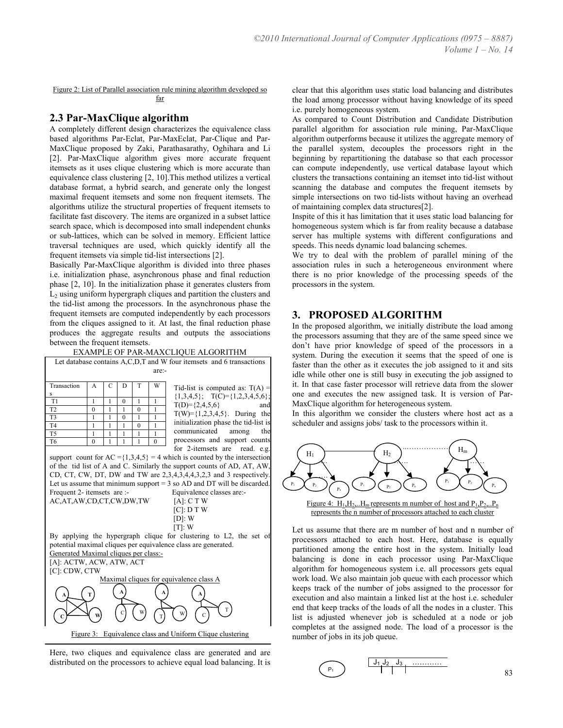Figure 2: List of Parallel association rule mining algorithm developed so far

## 2.3 Par-MaxClique algorithm

A completely different design characterizes the equivalence class based algorithms Par-Eclat, Par-MaxEclat, Par-Clique and Par-MaxClique proposed by Zaki, Parathasarathy, Oghihara and Li [2]. Par-MaxClique algorithm gives more accurate frequent itemsets as it uses clique clustering which is more accurate than equivalence class clustering [2, 10].This method utilizes a vertical database format, a hybrid search, and generate only the longest maximal frequent itemsets and some non frequent itemsets. The algorithms utilize the structural properties of frequent itemsets to facilitate fast discovery. The items are organized in a subset lattice search space, which is decomposed into small independent chunks or sub-lattices, which can be solved in memory. Efficient lattice traversal techniques are used, which quickly identify all the frequent itemsets via simple tid-list intersections [2].

Basically Par-MaxClique algorithm is divided into three phases i.e. initialization phase, asynchronous phase and final reduction phase [2, 10]. In the initialization phase it generates clusters from $L_2$ using uniform hypergraph cliques and partition the clusters and the tid-list among the processors. In the asynchronous phase the frequent itemsets are computed independently by each processors from the cliques assigned to it. At last, the final reduction phase produces the aggregate results and outputs the associations between the frequent itemsets.

EXAMPLE OF PAR-MAXCLIQUE ALGORITHM

Let database contains A,C,D,T and W four itemsets and 6 transactions are:-

| Transactions | A | C | D | T | W |
|---|---|---|---|---|---|
| T1 | 1 | 1 | 0 | 1 | 1 |
| T2 | 0 | 1 | 1 | 0 | 1 |
| T3 | 1 | 1 | 0 | 1 | 1 |
| T4 | 1 | 1 | 1 | 0 | 1 |
| T5 | 1 | 1 | 1 | 1 | 1 |
| T6 | 0 | 1 | 1 | 1 | 0 |

Tid-list is computed as: T(A) = {1,3,4,5}; T(C)={1,2,3,4,5,6}; T(D)={2,4,5,6} and T(W)={1,2,3,4,5}. During the initialization phase the tid-list is communicated among the processors and support counts for 2-itemsets are read. e.g. support count for AC ={1,3,4,5} = 4 which is counted by the intersection of the tid list of A and C. Similarly the support counts of AD, AT, AW, CD, CT, CW, DT, DW and TW are 2,3,4,3,4,4,3,2,3 and 3 respectively. Let us assume that minimum support = 3 so AD and DT will be discarded.

Frequent 2- itemsets are :-
AC,AT,AW,CD,CT,CW,DW,TW

Equivalence classes are:-
[A]: C T W
[C]: D T W
[D]: W
[T]: W

By applying the hypergraph clique for clustering to L2, the set of potential maximal cliques per equivalence class are generated.

Generated Maximal cliques per class:-
[A]: ACTW, ACW, ATW, ACT
[C]: CDW, CTW

Maximal cliques for equivalence class A

Figure 3: Equivalence class and Uniform Clique clustering

Here, two cliques and equivalence class are generated and are distributed on the processors to achieve equal load balancing. It is clear that this algorithm uses static load balancing and distributes the load among processor without having knowledge of its speed i.e. purely homogeneous system.

As compared to Count Distribution and Candidate Distribution parallel algorithm for association rule mining, Par-MaxClique algorithm outperforms because it utilizes the aggregate memory of the parallel system, decouples the processors right in the beginning by repartitioning the database so that each processor can compute independently, use vertical database layout which clusters the transactions containing an itemset into tid-list without scanning the database and computes the frequent itemsets by simple intersections on two tid-lists without having an overhead of maintaining complex data structures[2].

Inspite of this it has limitation that it uses static load balancing for homogeneous system which is far from reality because a database server has multiple systems with different configurations and speeds. This needs dynamic load balancing schemes.

We try to deal with the problem of parallel mining of the association rules in such a heterogeneous environment where there is no prior knowledge of the processing speeds of the processors in the system.

## 3. PROPOSED ALGORITHM

In the proposed algorithm, we initially distribute the load among the processors assuming that they are of the same speed since we don't have prior knowledge of speed of the processors in a system. During the execution it seems that the speed of one is faster than the other as it executes the job assigned to it and sits idle while other one is still busy in executing the job assigned to it. In that case faster processor will retrieve data from the slower one and executes the new assigned task. It is version of Par-MaxClique algorithm for heterogeneous system.

In this algorithm we consider the clusters where host act as a scheduler and assigns jobs/ task to the processors within it.

Figure 4: $H_1,H_2,..H_m$ represents m number of host and $P_1,P_2,..P_n$ represents the n number of processors attached to each cluster

Let us assume that there are m number of host and n number of processors attached to each host. Here, database is equally partitioned among the entire host in the system. Initially load balancing is done in each processor using Par-MaxClique algorithm for homogeneous system i.e. all processors gets equal work load. We also maintain job queue with each processor which keeps track of the number of jobs assigned to the processor for execution and also maintain a linked list at the host i.e. scheduler end that keep tracks of the loads of all the nodes in a cluster. This list is adjusted whenever job is scheduled at a node or job completes at the assigned node. The load of a processor is the number of jobs in its job queue.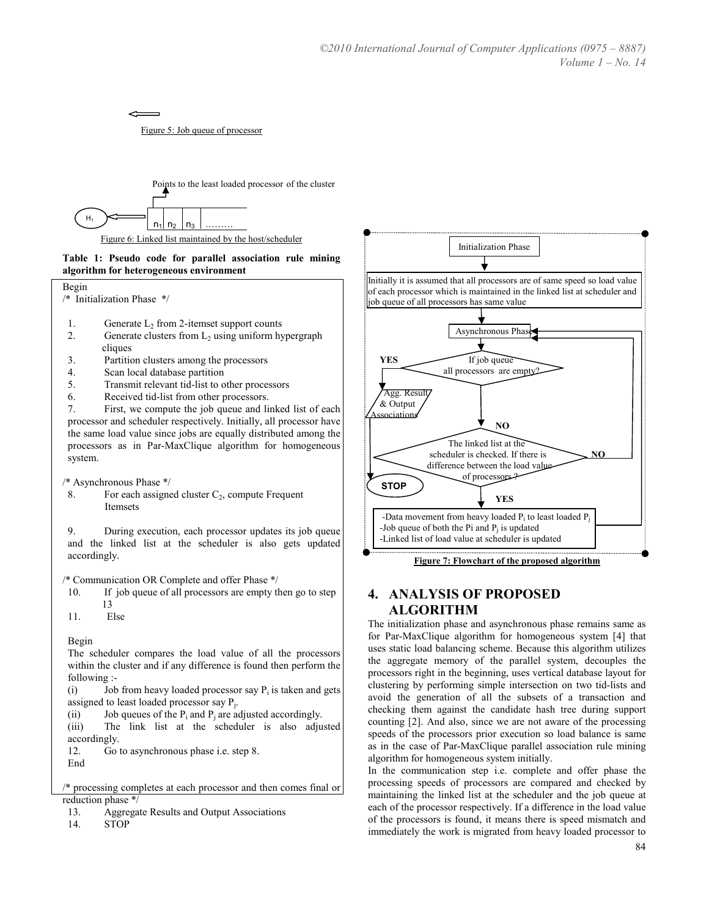Figure 5: Job queue of processor

Points to the least loaded processor of the cluster

$H_1$ ⟸ $n_1$ | $n_2$ | $n_3$ | ………

Figure 6: Linked list maintained by the host/scheduler

**Table 1: Pseudo code for parallel association rule mining algorithm for heterogeneous environment**

Begin

/* Initialization Phase */

1. Generate $L_2$ from 2-itemset support counts
2. Generate clusters from $L_2$ using uniform hypergraph cliques
3. Partition clusters among the processors
4. Scan local database partition
5. Transmit relevant tid-list to other processors
6. Received tid-list from other processors.
7. First, we compute the job queue and linked list of each processor and scheduler respectively. Initially, all processor have the same load value since jobs are equally distributed among the processors as in Par-MaxClique algorithm for homogeneous system.

/* Asynchronous Phase */

8. For each assigned cluster $C_2$, compute Frequent Itemsets
9. During execution, each processor updates its job queue and the linked list at the scheduler is also gets updated accordingly.

/* Communication OR Complete and offer Phase */

10. If job queue of all processors are empty then go to step 13
11. Else

Begin

The scheduler compares the load value of all the processors within the cluster and if any difference is found then perform the following :-

(i) Job from heavy loaded processor say $P_i$ is taken and gets assigned to least loaded processor say $P_j$.

(ii) Job queues of the $P_i$ and $P_j$ are adjusted accordingly.

(iii) The link list at the scheduler is also adjusted accordingly.

12. Go to asynchronous phase i.e. step 8.

End

/* processing completes at each processor and then comes final or reduction phase */

13. Aggregate Results and Output Associations
14. STOP

Initialization Phase

Initially it is assumed that all processors are of same speed so load value of each processor which is maintained in the linked list at scheduler and job queue of all processors has same value

Asynchronous Phase

If job queue all processors are empty?

YES → Agg. Result & Output Associations → STOP

NO → The linked list at the scheduler is checked. If there is difference between the load value of processors ?

NO → Asynchronous Phase

YES →
- Data movement from heavy loaded $P_i$ to least loaded $P_j$
- Job queue of both the Pi and $P_j$ is updated
- Linked list of load value at scheduler is updated

**Figure 7: Flowchart of the proposed algorithm**

## 4. ANALYSIS OF PROPOSED ALGORITHM

The initialization phase and asynchronous phase remains same as for Par-MaxClique algorithm for homogeneous system [4] that uses static load balancing scheme. Because this algorithm utilizes the aggregate memory of the parallel system, decouples the processors right in the beginning, uses vertical database layout for clustering by performing simple intersection on two tid-lists and avoid the generation of all the subsets of a transaction and checking them against the candidate hash tree during support counting [2]. And also, since we are not aware of the processing speeds of the processors prior execution so load balance is same as in the case of Par-MaxClique parallel association rule mining algorithm for homogeneous system initially.

In the communication step i.e. complete and offer phase the processing speeds of processors are compared and checked by maintaining the linked list at the scheduler and the job queue at each of the processor respectively. If a difference in the load value of the processors is found, it means there is speed mismatch and immediately the work is migrated from heavy loaded processor to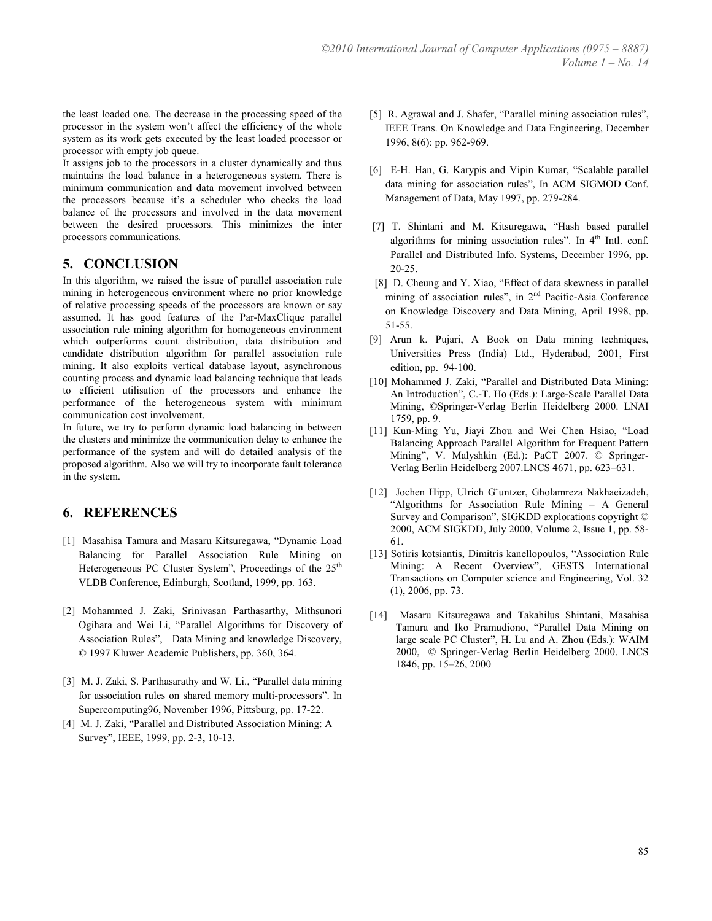the least loaded one. The decrease in the processing speed of the processor in the system won't affect the efficiency of the whole system as its work gets executed by the least loaded processor or processor with empty job queue.

It assigns job to the processors in a cluster dynamically and thus maintains the load balance in a heterogeneous system. There is minimum communication and data movement involved between the processors because it's a scheduler who checks the load balance of the processors and involved in the data movement between the desired processors. This minimizes the inter processors communications.

## 5. CONCLUSION

In this algorithm, we raised the issue of parallel association rule mining in heterogeneous environment where no prior knowledge of relative processing speeds of the processors are known or say assumed. It has good features of the Par-MaxClique parallel association rule mining algorithm for homogeneous environment which outperforms count distribution, data distribution and candidate distribution algorithm for parallel association rule mining. It also exploits vertical database layout, asynchronous counting process and dynamic load balancing technique that leads to efficient utilisation of the processors and enhance the performance of the heterogeneous system with minimum communication cost involvement.

In future, we try to perform dynamic load balancing in between the clusters and minimize the communication delay to enhance the performance of the system and will do detailed analysis of the proposed algorithm. Also we will try to incorporate fault tolerance in the system.

## 6. REFERENCES

[1] Masahisa Tamura and Masaru Kitsuregawa, "Dynamic Load Balancing for Parallel Association Rule Mining on Heterogeneous PC Cluster System", Proceedings of the 25th VLDB Conference, Edinburgh, Scotland, 1999, pp. 163.

[2] Mohammed J. Zaki, Srinivasan Parthasarthy, Mithsunori Ogihara and Wei Li, "Parallel Algorithms for Discovery of Association Rules", Data Mining and knowledge Discovery, © 1997 Kluwer Academic Publishers, pp. 360, 364.

[3] M. J. Zaki, S. Parthasarathy and W. Li., "Parallel data mining for association rules on shared memory multi-processors". In Supercomputing96, November 1996, Pittsburg, pp. 17-22.

[4] M. J. Zaki, "Parallel and Distributed Association Mining: A Survey", IEEE, 1999, pp. 2-3, 10-13.

[5] R. Agrawal and J. Shafer, "Parallel mining association rules", IEEE Trans. On Knowledge and Data Engineering, December 1996, 8(6): pp. 962-969.

[6] E-H. Han, G. Karypis and Vipin Kumar, "Scalable parallel data mining for association rules", In ACM SIGMOD Conf. Management of Data, May 1997, pp. 279-284.

[7] T. Shintani and M. Kitsuregawa, "Hash based parallel algorithms for mining association rules". In 4th Intl. conf. Parallel and Distributed Info. Systems, December 1996, pp. 20-25.

[8] D. Cheung and Y. Xiao, "Effect of data skewness in parallel mining of association rules", in 2nd Pacific-Asia Conference on Knowledge Discovery and Data Mining, April 1998, pp. 51-55.

[9] Arun k. Pujari, A Book on Data mining techniques, Universities Press (India) Ltd., Hyderabad, 2001, First edition, pp. 94-100.

[10] Mohammed J. Zaki, "Parallel and Distributed Data Mining: An Introduction", C.-T. Ho (Eds.): Large-Scale Parallel Data Mining, ©Springer-Verlag Berlin Heidelberg 2000. LNAI 1759, pp. 9.

[11] Kun-Ming Yu, Jiayi Zhou and Wei Chen Hsiao, "Load Balancing Approach Parallel Algorithm for Frequent Pattern Mining", V. Malyshkin (Ed.): PaCT 2007. © Springer-Verlag Berlin Heidelberg 2007.LNCS 4671, pp. 623–631.

[12] Jochen Hipp, Ulrich G¨untzer, Gholamreza Nakhaeizadeh, "Algorithms for Association Rule Mining – A General Survey and Comparison", SIGKDD explorations copyright © 2000, ACM SIGKDD, July 2000, Volume 2, Issue 1, pp. 58-61.

[13] Sotiris kotsiantis, Dimitris kanellopoulos, "Association Rule Mining: A Recent Overview", GESTS International Transactions on Computer science and Engineering, Vol. 32 (1), 2006, pp. 73.

[14] Masaru Kitsuregawa and Takahilus Shintani, Masahisa Tamura and Iko Pramudiono, "Parallel Data Mining on large scale PC Cluster", H. Lu and A. Zhou (Eds.): WAIM 2000, © Springer-Verlag Berlin Heidelberg 2000. LNCS 1846, pp. 15–26, 2000